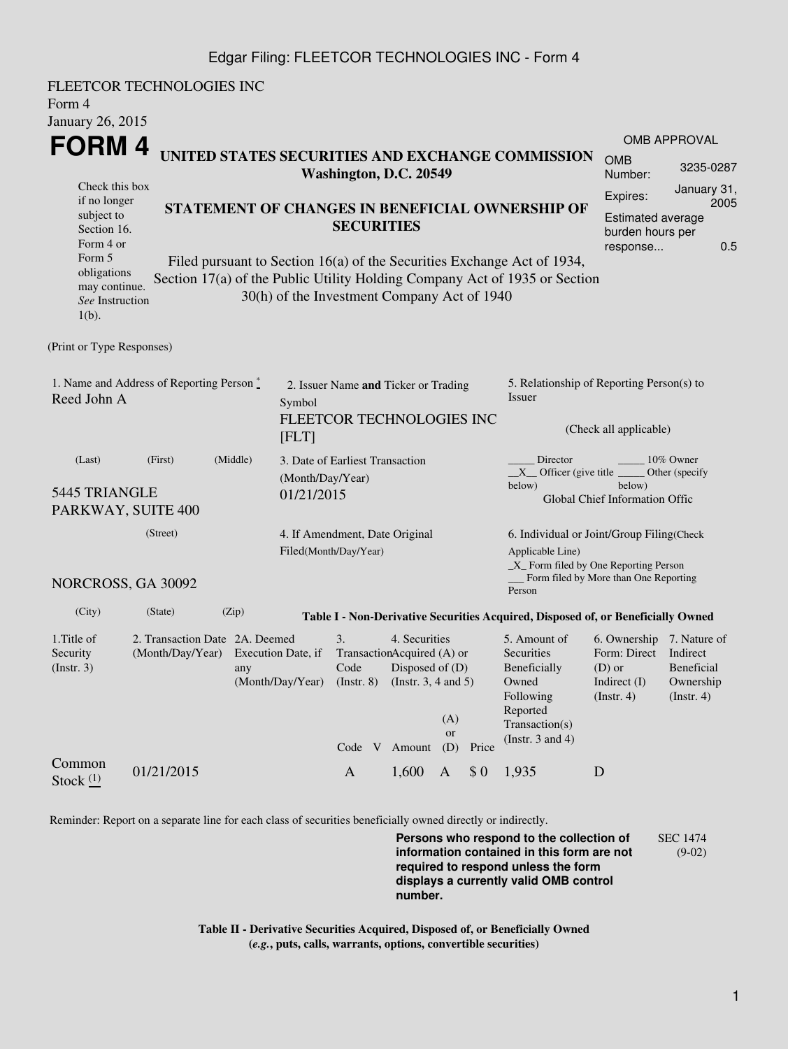FLEETCOR TECHNOLOGIES INC
Form 4
January 26, 2015

# FORM 4

**UNITED STATES SECURITIES AND EXCHANGE COMMISSION**
**Washington, D.C. 20549**

| OMB APPROVAL | |
|---|---|
| OMB Number: | 3235-0287 |
| Expires: | January 31, 2005 |
| Estimated average burden hours per response... | 0.5 |

Check this box if no longer subject to Section 16. Form 4 or Form 5 obligations may continue. *See* Instruction 1(b).

## STATEMENT OF CHANGES IN BENEFICIAL OWNERSHIP OF SECURITIES

Filed pursuant to Section 16(a) of the Securities Exchange Act of 1934, Section 17(a) of the Public Utility Holding Company Act of 1935 or Section 30(h) of the Investment Company Act of 1940

(Print or Type Responses)

1. Name and Address of Reporting Person *
Reed John A

(Last) (First) (Middle)

5445 TRIANGLE PARKWAY, SUITE 400

(Street)

NORCROSS, GA 30092

(City) (State) (Zip)

2. Issuer Name **and** Ticker or Trading Symbol
FLEETCOR TECHNOLOGIES INC [FLT]

3. Date of Earliest Transaction (Month/Day/Year)
01/21/2015

4. If Amendment, Date Original Filed(Month/Day/Year)

5. Relationship of Reporting Person(s) to Issuer

(Check all applicable)

_____ Director _____ 10% Owner
__X__ Officer (give title below) _____ Other (specify below)
Global Chief Information Offic

6. Individual or Joint/Group Filing(Check Applicable Line)
_X_ Form filed by One Reporting Person
___ Form filed by More than One Reporting Person

**Table I - Non-Derivative Securities Acquired, Disposed of, or Beneficially Owned**

| 1.Title of Security (Instr. 3) | 2. Transaction Date (Month/Day/Year) | 2A. Deemed Execution Date, if any (Month/Day/Year) | 3. Transaction Code (Instr. 8) | | 4. Securities Acquired (A) or Disposed of (D) (Instr. 3, 4 and 5) | | | 5. Amount of Securities Beneficially Owned Following Reported Transaction(s) (Instr. 3 and 4) | 6. Ownership Form: Direct (D) or Indirect (I) (Instr. 4) | 7. Nature of Indirect Beneficial Ownership (Instr. 4) |
|---|---|---|---|---|---|---|---|---|---|---|
| | | | Code | V | Amount | (A) or (D) | Price | | | |
| Common Stock (1) | 01/21/2015 | | A | | 1,600 | A | $ 0 | 1,935 | D | |

Reminder: Report on a separate line for each class of securities beneficially owned directly or indirectly.

**Persons who respond to the collection of information contained in this form are not required to respond unless the form displays a currently valid OMB control number.**

SEC 1474 (9-02)

**Table II - Derivative Securities Acquired, Disposed of, or Beneficially Owned**
**(*e.g.*, puts, calls, warrants, options, convertible securities)**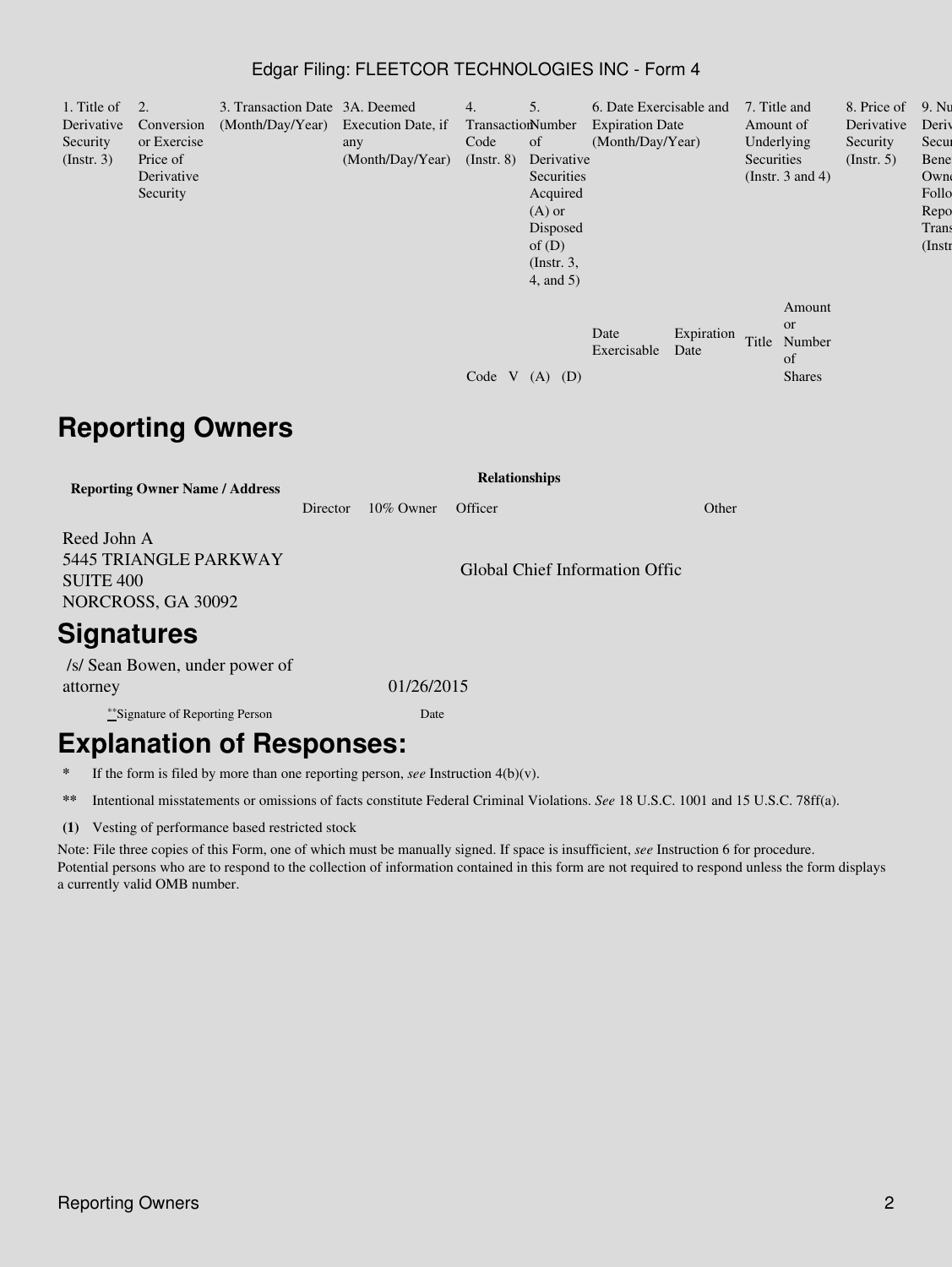| 1. Title of Derivative Security (Instr. 3) | 2. Conversion or Exercise Price of Derivative Security | 3. Transaction Date (Month/Day/Year) | 3A. Deemed Execution Date, if any (Month/Day/Year) | 4. Transaction Code (Instr. 8) | | 5. Number of Derivative Securities Acquired (A) or Disposed of (D) (Instr. 3, 4, and 5) | | 6. Date Exercisable and Expiration Date (Month/Day/Year) | | 7. Title and Amount of Underlying Securities (Instr. 3 and 4) | | 8. Price of Derivative Security (Instr. 5) | 9. Nu Deriv Secur Bene Owne Follo Repo Trans (Instr |
|---|---|---|---|---|---|---|---|---|---|---|---|---|---|
| | | | | Code | V | (A) | (D) | Date Exercisable | Expiration Date | Title | Amount or Number of Shares | | |

## Reporting Owners

| Reporting Owner Name / Address | Relationships | | | |
|---|---|---|---|---|
| | Director | 10% Owner | Officer | Other |
| Reed John A<br>5445 TRIANGLE PARKWAY<br>SUITE 400<br>NORCROSS, GA 30092 | | | Global Chief Information Offic | |

## Signatures

| | |
|---|---|
| /s/ Sean Bowen, under power of attorney | 01/26/2015 |
| **Signature of Reporting Person | Date |

## Explanation of Responses:

\* If the form is filed by more than one reporting person, *see* Instruction 4(b)(v).

** Intentional misstatements or omissions of facts constitute Federal Criminal Violations. *See* 18 U.S.C. 1001 and 15 U.S.C. 78ff(a).

**(1)** Vesting of performance based restricted stock

Note: File three copies of this Form, one of which must be manually signed. If space is insufficient, *see* Instruction 6 for procedure.
Potential persons who are to respond to the collection of information contained in this form are not required to respond unless the form displays a currently valid OMB number.